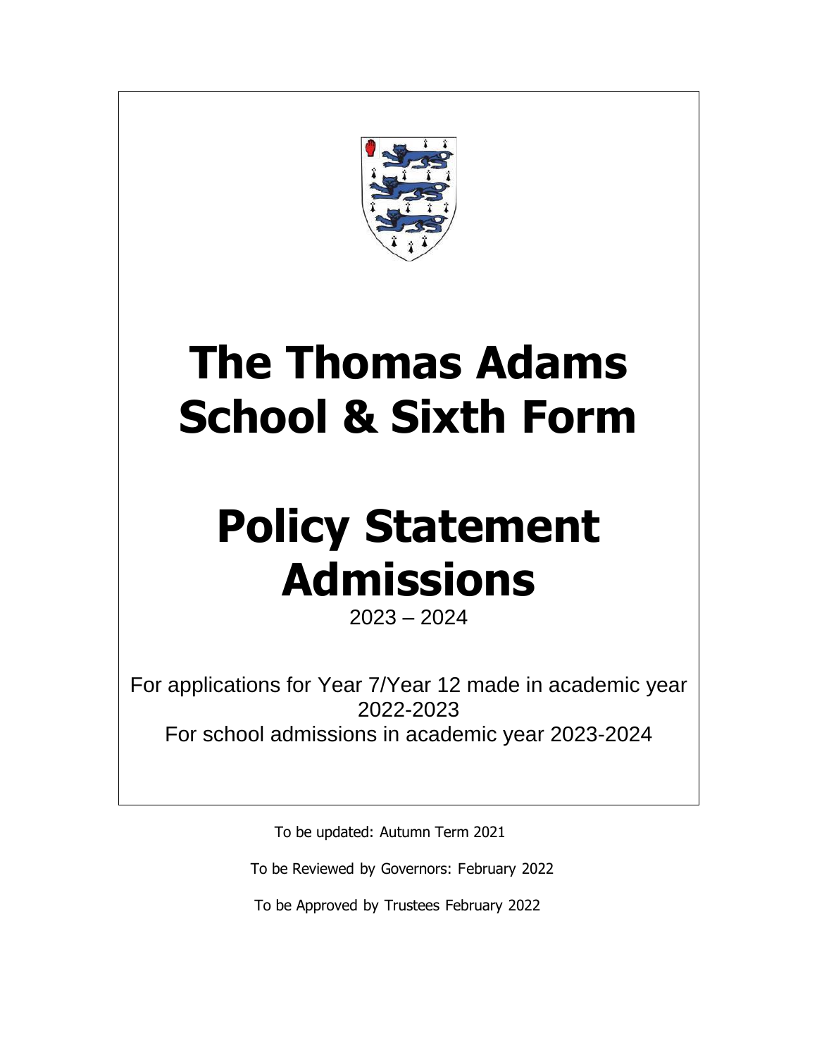# The Thomas Adams School & Sixth Form

# Policy Statement Admissions

2023 – 2024

For applications for Year 7/Year 12 made in academic year 2022-2023

For school admissions in academic year 2023-2024

To be updated: Autumn Term 2021

To be Reviewed by Governors: February 2022

To be Approved by Trustees February 2022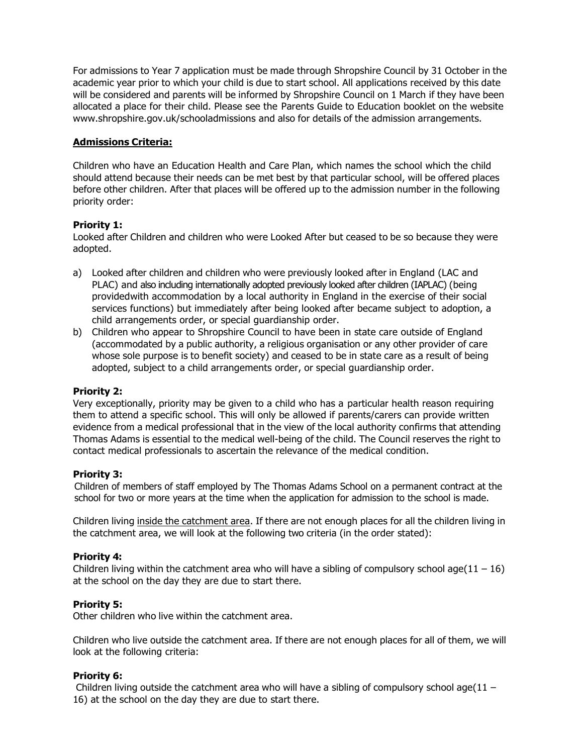For admissions to Year 7 application must be made through Shropshire Council by 31 October in the academic year prior to which your child is due to start school. All applications received by this date will be considered and parents will be informed by Shropshire Council on 1 March if they have been allocated a place for their child. Please see the Parents Guide to Education booklet on the website www.shropshire.gov.uk/schooladmissions and also for details of the admission arrangements.

**Admissions Criteria:**

Children who have an Education Health and Care Plan, which names the school which the child should attend because their needs can be met best by that particular school, will be offered places before other children. After that places will be offered up to the admission number in the following priority order:

**Priority 1:**
Looked after Children and children who were Looked After but ceased to be so because they were adopted.

a) Looked after children and children who were previously looked after in England (LAC and PLAC) and also including internationally adopted previously looked after children (IAPLAC) (being providedwith accommodation by a local authority in England in the exercise of their social services functions) but immediately after being looked after became subject to adoption, a child arrangements order, or special guardianship order.
b) Children who appear to Shropshire Council to have been in state care outside of England (accommodated by a public authority, a religious organisation or any other provider of care whose sole purpose is to benefit society) and ceased to be in state care as a result of being adopted, subject to a child arrangements order, or special guardianship order.

**Priority 2:**
Very exceptionally, priority may be given to a child who has a particular health reason requiring them to attend a specific school. This will only be allowed if parents/carers can provide written evidence from a medical professional that in the view of the local authority confirms that attending Thomas Adams is essential to the medical well-being of the child. The Council reserves the right to contact medical professionals to ascertain the relevance of the medical condition.

**Priority 3:**
Children of members of staff employed by The Thomas Adams School on a permanent contract at the school for two or more years at the time when the application for admission to the school is made.

Children living inside the catchment area. If there are not enough places for all the children living in the catchment area, we will look at the following two criteria (in the order stated):

**Priority 4:**
Children living within the catchment area who will have a sibling of compulsory school age(11 – 16) at the school on the day they are due to start there.

**Priority 5:**
Other children who live within the catchment area.

Children who live outside the catchment area. If there are not enough places for all of them, we will look at the following criteria:

**Priority 6:**
Children living outside the catchment area who will have a sibling of compulsory school age(11 – 16) at the school on the day they are due to start there.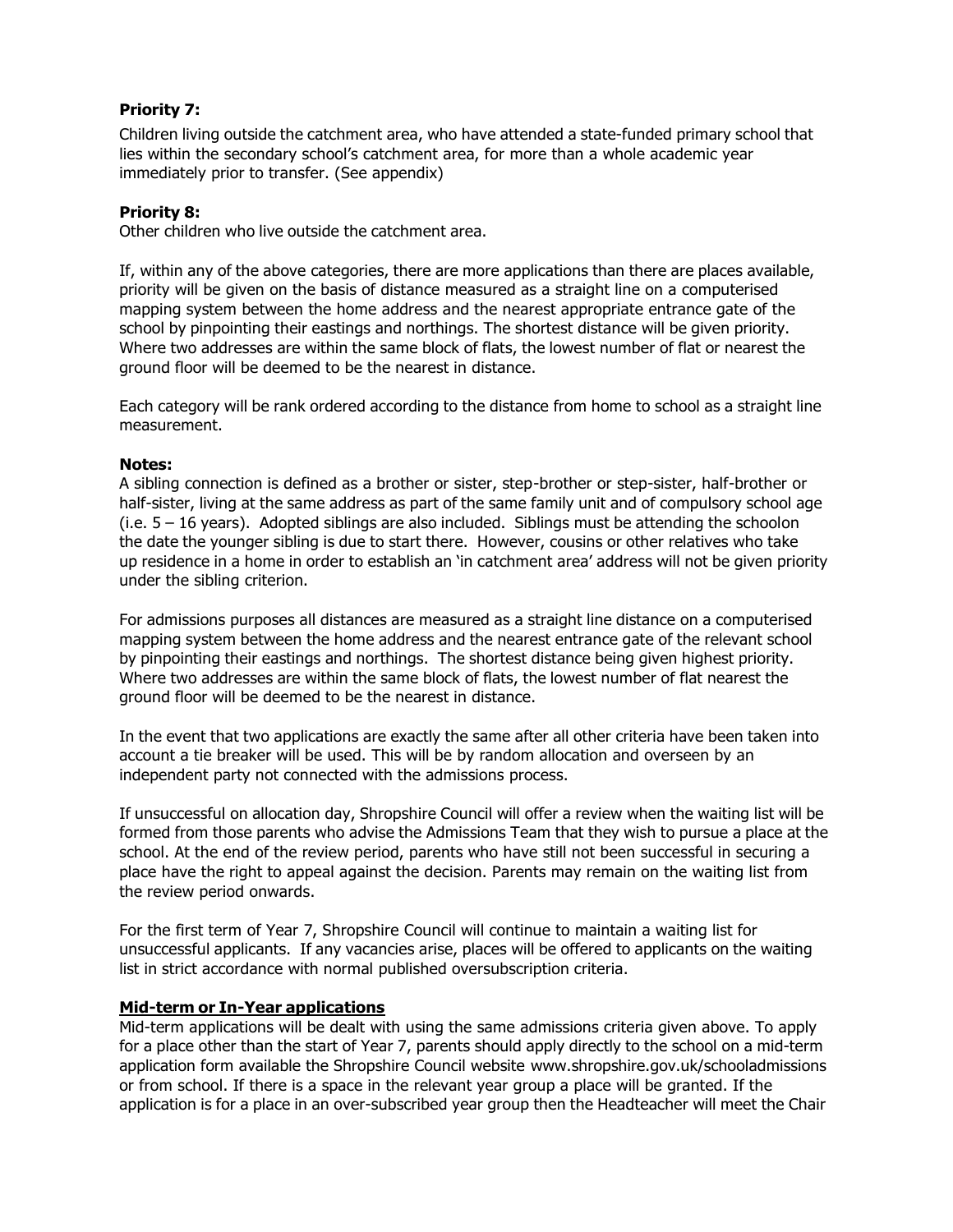**Priority 7:**

Children living outside the catchment area, who have attended a state-funded primary school that lies within the secondary school's catchment area, for more than a whole academic year immediately prior to transfer. (See appendix)

**Priority 8:**

Other children who live outside the catchment area.

If, within any of the above categories, there are more applications than there are places available, priority will be given on the basis of distance measured as a straight line on a computerised mapping system between the home address and the nearest appropriate entrance gate of the school by pinpointing their eastings and northings. The shortest distance will be given priority. Where two addresses are within the same block of flats, the lowest number of flat or nearest the ground floor will be deemed to be the nearest in distance.

Each category will be rank ordered according to the distance from home to school as a straight line measurement.

**Notes:**

A sibling connection is defined as a brother or sister, step-brother or step-sister, half-brother or half-sister, living at the same address as part of the same family unit and of compulsory school age (i.e. 5 – 16 years). Adopted siblings are also included. Siblings must be attending the schoolon the date the younger sibling is due to start there. However, cousins or other relatives who take up residence in a home in order to establish an 'in catchment area' address will not be given priority under the sibling criterion.

For admissions purposes all distances are measured as a straight line distance on a computerised mapping system between the home address and the nearest entrance gate of the relevant school by pinpointing their eastings and northings. The shortest distance being given highest priority. Where two addresses are within the same block of flats, the lowest number of flat nearest the ground floor will be deemed to be the nearest in distance.

In the event that two applications are exactly the same after all other criteria have been taken into account a tie breaker will be used. This will be by random allocation and overseen by an independent party not connected with the admissions process.

If unsuccessful on allocation day, Shropshire Council will offer a review when the waiting list will be formed from those parents who advise the Admissions Team that they wish to pursue a place at the school. At the end of the review period, parents who have still not been successful in securing a place have the right to appeal against the decision. Parents may remain on the waiting list from the review period onwards.

For the first term of Year 7, Shropshire Council will continue to maintain a waiting list for unsuccessful applicants. If any vacancies arise, places will be offered to applicants on the waiting list in strict accordance with normal published oversubscription criteria.

**Mid-term or In-Year applications**

Mid-term applications will be dealt with using the same admissions criteria given above. To apply for a place other than the start of Year 7, parents should apply directly to the school on a mid-term application form available the Shropshire Council website www.shropshire.gov.uk/schooladmissions or from school. If there is a space in the relevant year group a place will be granted. If the application is for a place in an over-subscribed year group then the Headteacher will meet the Chair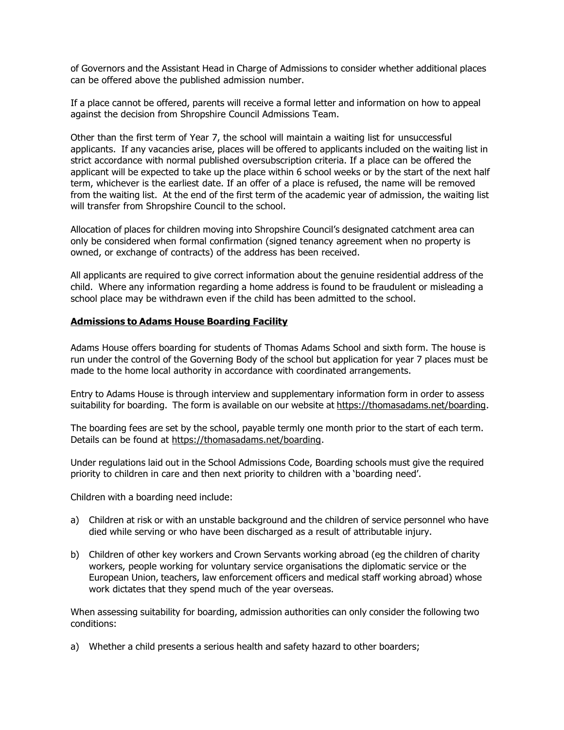of Governors and the Assistant Head in Charge of Admissions to consider whether additional places can be offered above the published admission number.

If a place cannot be offered, parents will receive a formal letter and information on how to appeal against the decision from Shropshire Council Admissions Team.

Other than the first term of Year 7, the school will maintain a waiting list for unsuccessful applicants. If any vacancies arise, places will be offered to applicants included on the waiting list in strict accordance with normal published oversubscription criteria. If a place can be offered the applicant will be expected to take up the place within 6 school weeks or by the start of the next half term, whichever is the earliest date. If an offer of a place is refused, the name will be removed from the waiting list. At the end of the first term of the academic year of admission, the waiting list will transfer from Shropshire Council to the school.

Allocation of places for children moving into Shropshire Council's designated catchment area can only be considered when formal confirmation (signed tenancy agreement when no property is owned, or exchange of contracts) of the address has been received.

All applicants are required to give correct information about the genuine residential address of the child. Where any information regarding a home address is found to be fraudulent or misleading a school place may be withdrawn even if the child has been admitted to the school.

## Admissions to Adams House Boarding Facility

Adams House offers boarding for students of Thomas Adams School and sixth form. The house is run under the control of the Governing Body of the school but application for year 7 places must be made to the home local authority in accordance with coordinated arrangements.

Entry to Adams House is through interview and supplementary information form in order to assess suitability for boarding. The form is available on our website at https://thomasadams.net/boarding.

The boarding fees are set by the school, payable termly one month prior to the start of each term. Details can be found at https://thomasadams.net/boarding.

Under regulations laid out in the School Admissions Code, Boarding schools must give the required priority to children in care and then next priority to children with a 'boarding need'.

Children with a boarding need include:

a) Children at risk or with an unstable background and the children of service personnel who have died while serving or who have been discharged as a result of attributable injury.

b) Children of other key workers and Crown Servants working abroad (eg the children of charity workers, people working for voluntary service organisations the diplomatic service or the European Union, teachers, law enforcement officers and medical staff working abroad) whose work dictates that they spend much of the year overseas.

When assessing suitability for boarding, admission authorities can only consider the following two conditions:

a) Whether a child presents a serious health and safety hazard to other boarders;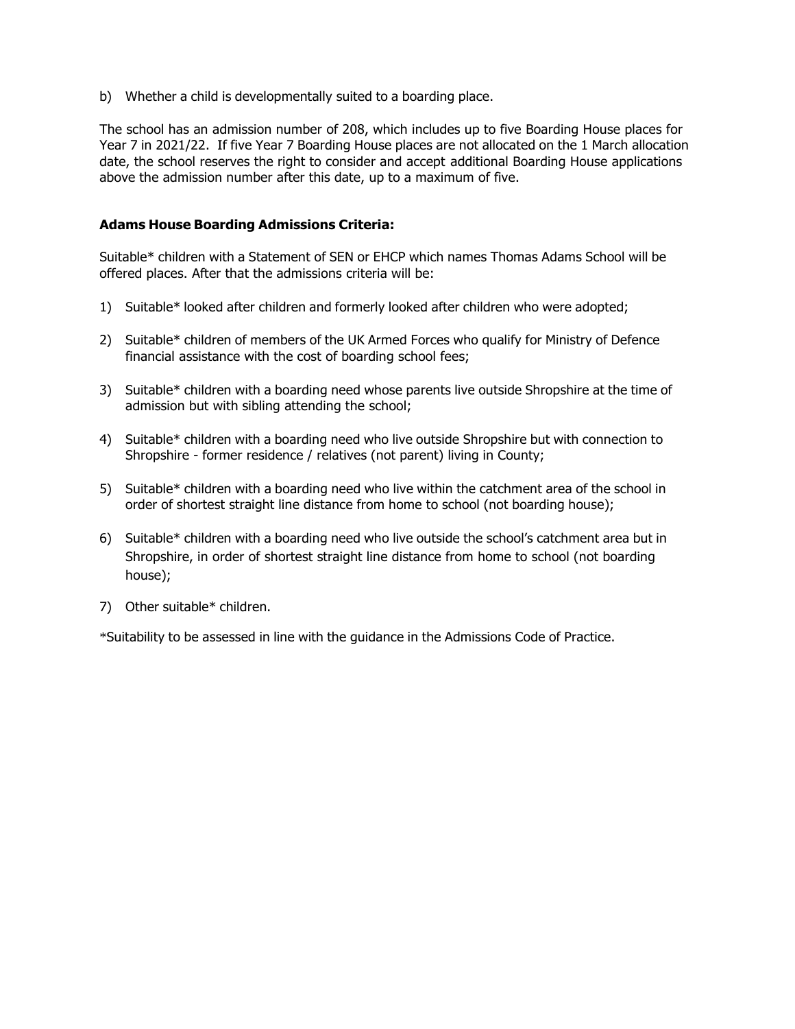b) Whether a child is developmentally suited to a boarding place.

The school has an admission number of 208, which includes up to five Boarding House places for Year 7 in 2021/22. If five Year 7 Boarding House places are not allocated on the 1 March allocation date, the school reserves the right to consider and accept additional Boarding House applications above the admission number after this date, up to a maximum of five.

**Adams House Boarding Admissions Criteria:**

Suitable* children with a Statement of SEN or EHCP which names Thomas Adams School will be offered places. After that the admissions criteria will be:

1) Suitable* looked after children and formerly looked after children who were adopted;
2) Suitable* children of members of the UK Armed Forces who qualify for Ministry of Defence financial assistance with the cost of boarding school fees;
3) Suitable* children with a boarding need whose parents live outside Shropshire at the time of admission but with sibling attending the school;
4) Suitable* children with a boarding need who live outside Shropshire but with connection to Shropshire - former residence / relatives (not parent) living in County;
5) Suitable* children with a boarding need who live within the catchment area of the school in order of shortest straight line distance from home to school (not boarding house);
6) Suitable* children with a boarding need who live outside the school's catchment area but in Shropshire, in order of shortest straight line distance from home to school (not boarding house);
7) Other suitable* children.

*Suitability to be assessed in line with the guidance in the Admissions Code of Practice.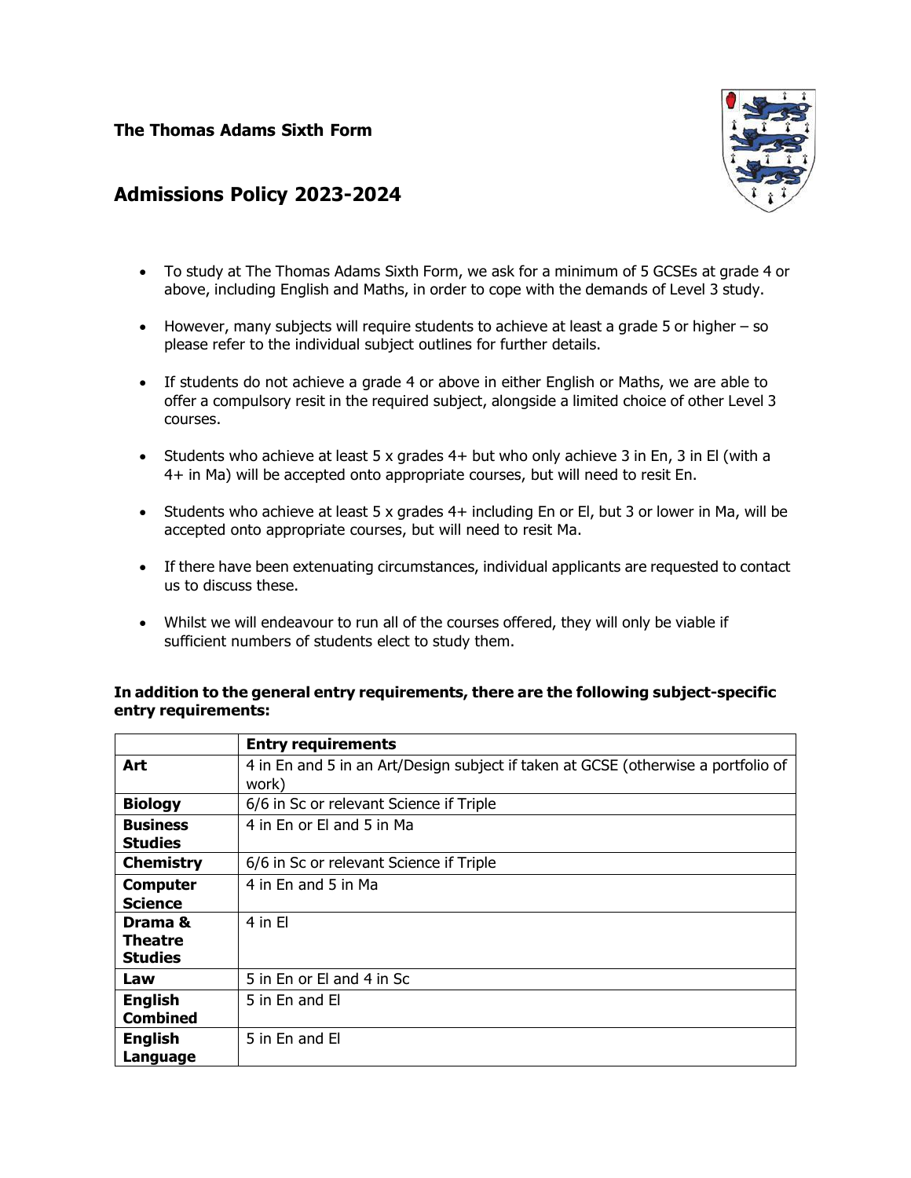**The Thomas Adams Sixth Form**

## Admissions Policy 2023-2024

- To study at The Thomas Adams Sixth Form, we ask for a minimum of 5 GCSEs at grade 4 or above, including English and Maths, in order to cope with the demands of Level 3 study.
- However, many subjects will require students to achieve at least a grade 5 or higher – so please refer to the individual subject outlines for further details.
- If students do not achieve a grade 4 or above in either English or Maths, we are able to offer a compulsory resit in the required subject, alongside a limited choice of other Level 3 courses.
- Students who achieve at least 5 x grades 4+ but who only achieve 3 in En, 3 in El (with a 4+ in Ma) will be accepted onto appropriate courses, but will need to resit En.
- Students who achieve at least 5 x grades 4+ including En or El, but 3 or lower in Ma, will be accepted onto appropriate courses, but will need to resit Ma.
- If there have been extenuating circumstances, individual applicants are requested to contact us to discuss these.
- Whilst we will endeavour to run all of the courses offered, they will only be viable if sufficient numbers of students elect to study them.

**In addition to the general entry requirements, there are the following subject-specific entry requirements:**

| | **Entry requirements** |
|---|---|
| **Art** | 4 in En and 5 in an Art/Design subject if taken at GCSE (otherwise a portfolio of work) |
| **Biology** | 6/6 in Sc or relevant Science if Triple |
| **Business Studies** | 4 in En or El and 5 in Ma |
| **Chemistry** | 6/6 in Sc or relevant Science if Triple |
| **Computer Science** | 4 in En and 5 in Ma |
| **Drama & Theatre Studies** | 4 in El |
| **Law** | 5 in En or El and 4 in Sc |
| **English Combined** | 5 in En and El |
| **English Language** | 5 in En and El |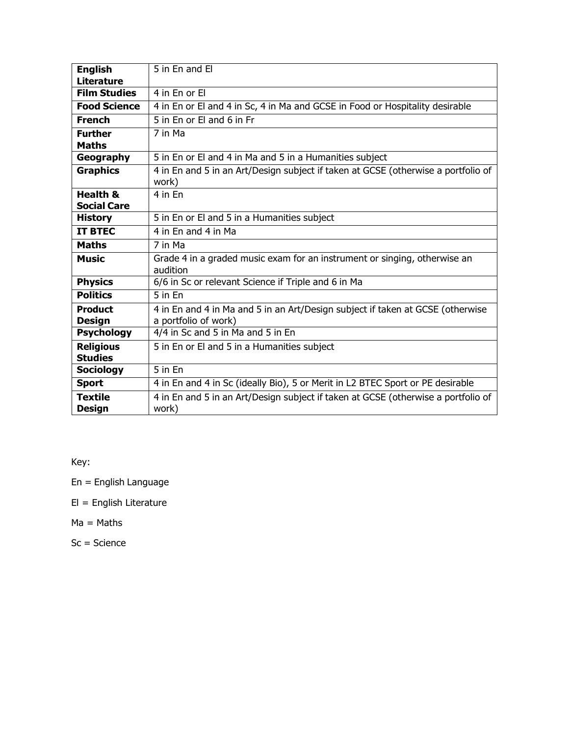| | |
|---|---|
| **English Literature** | 5 in En and El |
| **Film Studies** | 4 in En or El |
| **Food Science** | 4 in En or El and 4 in Sc, 4 in Ma and GCSE in Food or Hospitality desirable |
| **French** | 5 in En or El and 6 in Fr |
| **Further Maths** | 7 in Ma |
| **Geography** | 5 in En or El and 4 in Ma and 5 in a Humanities subject |
| **Graphics** | 4 in En and 5 in an Art/Design subject if taken at GCSE (otherwise a portfolio of work) |
| **Health & Social Care** | 4 in En |
| **History** | 5 in En or El and 5 in a Humanities subject |
| **IT BTEC** | 4 in En and 4 in Ma |
| **Maths** | 7 in Ma |
| **Music** | Grade 4 in a graded music exam for an instrument or singing, otherwise an audition |
| **Physics** | 6/6 in Sc or relevant Science if Triple and 6 in Ma |
| **Politics** | 5 in En |
| **Product Design** | 4 in En and 4 in Ma and 5 in an Art/Design subject if taken at GCSE (otherwise a portfolio of work) |
| **Psychology** | 4/4 in Sc and 5 in Ma and 5 in En |
| **Religious Studies** | 5 in En or El and 5 in a Humanities subject |
| **Sociology** | 5 in En |
| **Sport** | 4 in En and 4 in Sc (ideally Bio), 5 or Merit in L2 BTEC Sport or PE desirable |
| **Textile Design** | 4 in En and 5 in an Art/Design subject if taken at GCSE (otherwise a portfolio of work) |

Key:

En = English Language

El = English Literature

Ma = Maths

Sc = Science